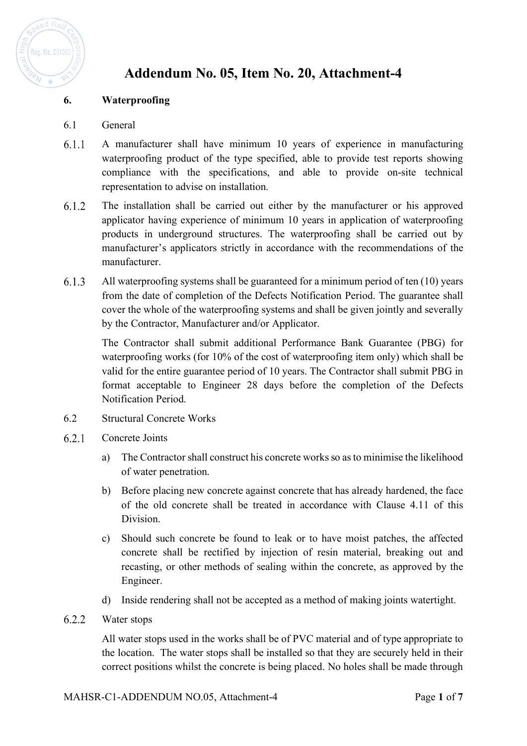# Addendum No. 05, Item No. 20, Attachment-4

## 6. Waterproofing

### 6.1 General

6.1.1 A manufacturer shall have minimum 10 years of experience in manufacturing waterproofing product of the type specified, able to provide test reports showing compliance with the specifications, and able to provide on-site technical representation to advise on installation.

6.1.2 The installation shall be carried out either by the manufacturer or his approved applicator having experience of minimum 10 years in application of waterproofing products in underground structures. The waterproofing shall be carried out by manufacturer's applicators strictly in accordance with the recommendations of the manufacturer.

6.1.3 All waterproofing systems shall be guaranteed for a minimum period of ten (10) years from the date of completion of the Defects Notification Period. The guarantee shall cover the whole of the waterproofing systems and shall be given jointly and severally by the Contractor, Manufacturer and/or Applicator.

The Contractor shall submit additional Performance Bank Guarantee (PBG) for waterproofing works (for 10% of the cost of waterproofing item only) which shall be valid for the entire guarantee period of 10 years. The Contractor shall submit PBG in format acceptable to Engineer 28 days before the completion of the Defects Notification Period.

### 6.2 Structural Concrete Works

6.2.1 Concrete Joints

a) The Contractor shall construct his concrete works so as to minimise the likelihood of water penetration.

b) Before placing new concrete against concrete that has already hardened, the face of the old concrete shall be treated in accordance with Clause 4.11 of this Division.

c) Should such concrete be found to leak or to have moist patches, the affected concrete shall be rectified by injection of resin material, breaking out and recasting, or other methods of sealing within the concrete, as approved by the Engineer.

d) Inside rendering shall not be accepted as a method of making joints watertight.

6.2.2 Water stops

All water stops used in the works shall be of PVC material and of type appropriate to the location. The water stops shall be installed so that they are securely held in their correct positions whilst the concrete is being placed. No holes shall be made through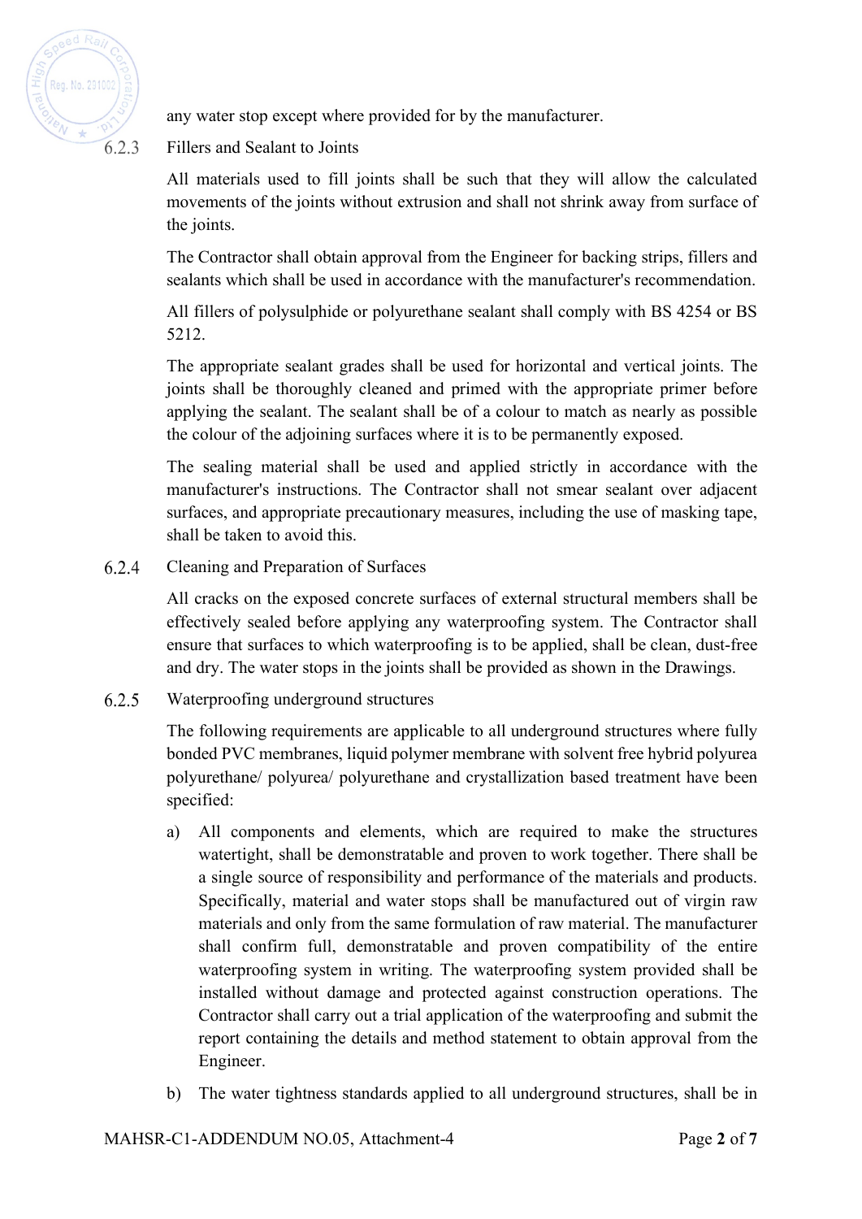any water stop except where provided for by the manufacturer.

### 6.2.3 Fillers and Sealant to Joints

All materials used to fill joints shall be such that they will allow the calculated movements of the joints without extrusion and shall not shrink away from surface of the joints.

The Contractor shall obtain approval from the Engineer for backing strips, fillers and sealants which shall be used in accordance with the manufacturer's recommendation.

All fillers of polysulphide or polyurethane sealant shall comply with BS 4254 or BS 5212.

The appropriate sealant grades shall be used for horizontal and vertical joints. The joints shall be thoroughly cleaned and primed with the appropriate primer before applying the sealant. The sealant shall be of a colour to match as nearly as possible the colour of the adjoining surfaces where it is to be permanently exposed.

The sealing material shall be used and applied strictly in accordance with the manufacturer's instructions. The Contractor shall not smear sealant over adjacent surfaces, and appropriate precautionary measures, including the use of masking tape, shall be taken to avoid this.

### 6.2.4 Cleaning and Preparation of Surfaces

All cracks on the exposed concrete surfaces of external structural members shall be effectively sealed before applying any waterproofing system. The Contractor shall ensure that surfaces to which waterproofing is to be applied, shall be clean, dust-free and dry. The water stops in the joints shall be provided as shown in the Drawings.

### 6.2.5 Waterproofing underground structures

The following requirements are applicable to all underground structures where fully bonded PVC membranes, liquid polymer membrane with solvent free hybrid polyurea polyurethane/ polyurea/ polyurethane and crystallization based treatment have been specified:

a) All components and elements, which are required to make the structures watertight, shall be demonstratable and proven to work together. There shall be a single source of responsibility and performance of the materials and products. Specifically, material and water stops shall be manufactured out of virgin raw materials and only from the same formulation of raw material. The manufacturer shall confirm full, demonstratable and proven compatibility of the entire waterproofing system in writing. The waterproofing system provided shall be installed without damage and protected against construction operations. The Contractor shall carry out a trial application of the waterproofing and submit the report containing the details and method statement to obtain approval from the Engineer.

b) The water tightness standards applied to all underground structures, shall be in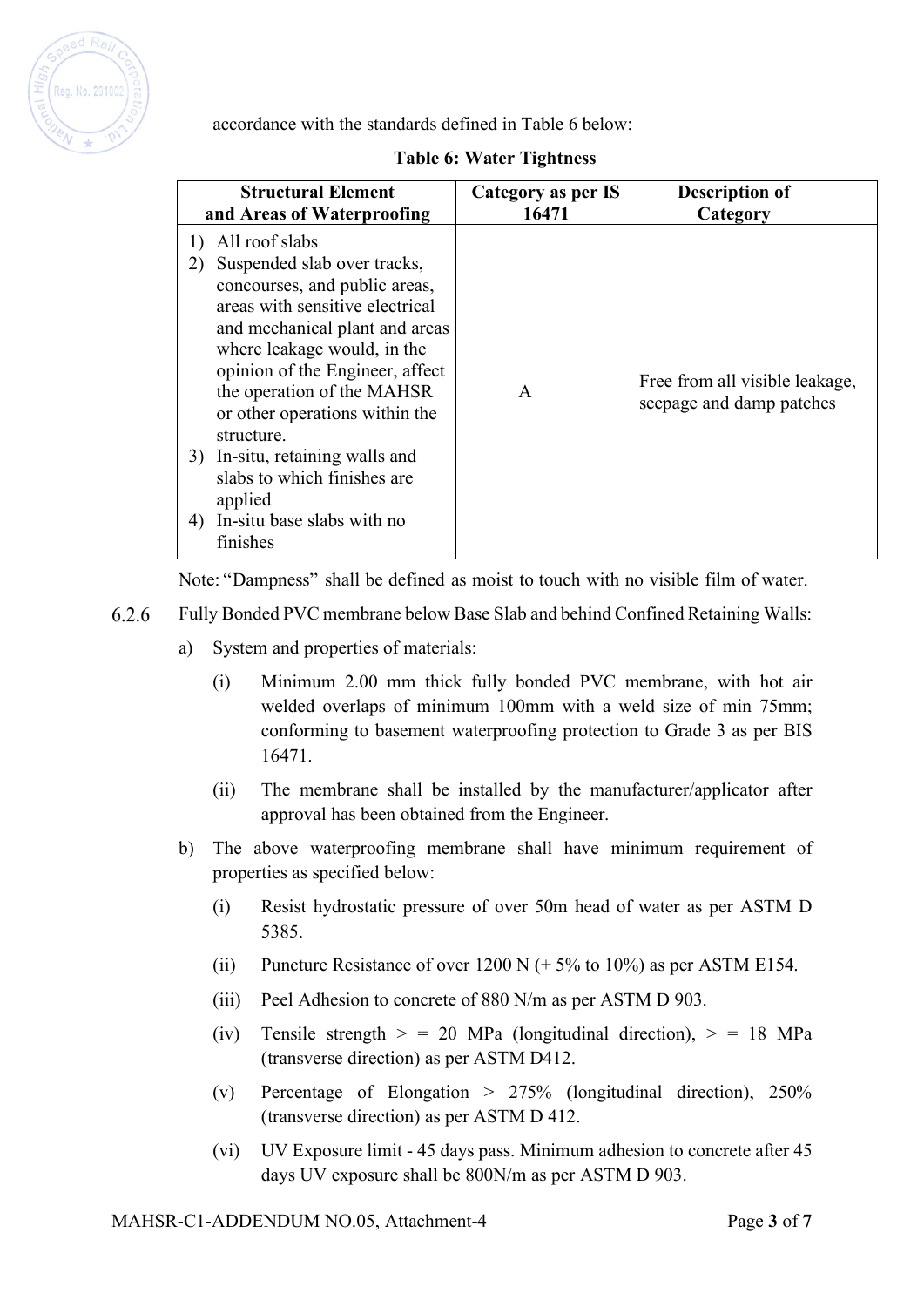accordance with the standards defined in Table 6 below:

**Table 6: Water Tightness**

| Structural Element and Areas of Waterproofing | Category as per IS 16471 | Description of Category |
|---|---|---|
| 1) All roof slabs<br>2) Suspended slab over tracks, concourses, and public areas, areas with sensitive electrical and mechanical plant and areas where leakage would, in the opinion of the Engineer, affect the operation of the MAHSR or other operations within the structure.<br>3) In-situ, retaining walls and slabs to which finishes are applied<br>4) In-situ base slabs with no finishes | A | Free from all visible leakage, seepage and damp patches |

Note: "Dampness" shall be defined as moist to touch with no visible film of water.

6.2.6 Fully Bonded PVC membrane below Base Slab and behind Confined Retaining Walls:

a) System and properties of materials:

(i) Minimum 2.00 mm thick fully bonded PVC membrane, with hot air welded overlaps of minimum 100mm with a weld size of min 75mm; conforming to basement waterproofing protection to Grade 3 as per BIS 16471.

(ii) The membrane shall be installed by the manufacturer/applicator after approval has been obtained from the Engineer.

b) The above waterproofing membrane shall have minimum requirement of properties as specified below:

(i) Resist hydrostatic pressure of over 50m head of water as per ASTM D 5385.

(ii) Puncture Resistance of over 1200 N (+ 5% to 10%) as per ASTM E154.

(iii) Peel Adhesion to concrete of 880 N/m as per ASTM D 903.

(iv) Tensile strength > = 20 MPa (longitudinal direction), > = 18 MPa (transverse direction) as per ASTM D412.

(v) Percentage of Elongation > 275% (longitudinal direction), 250% (transverse direction) as per ASTM D 412.

(vi) UV Exposure limit - 45 days pass. Minimum adhesion to concrete after 45 days UV exposure shall be 800N/m as per ASTM D 903.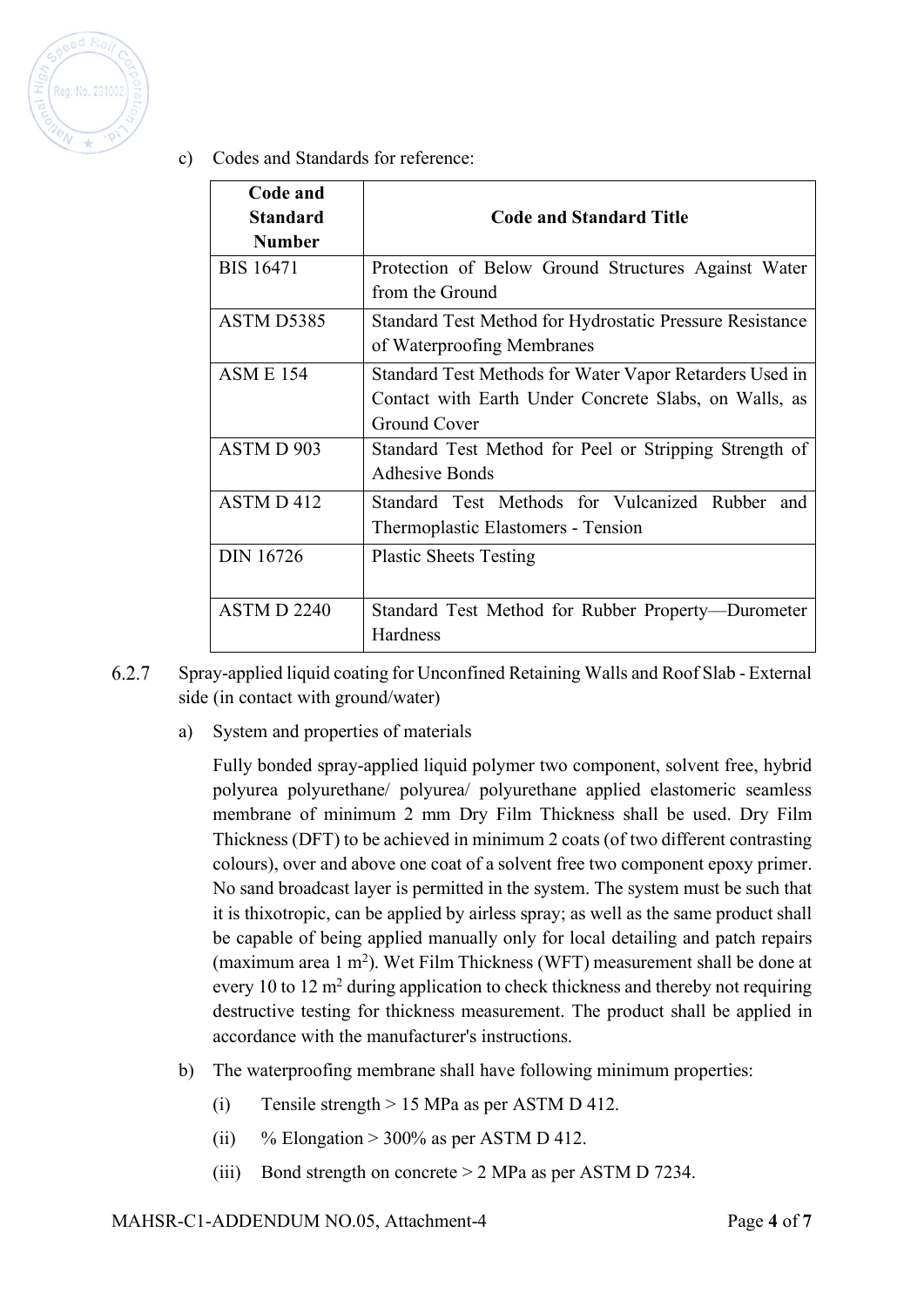c) Codes and Standards for reference:

| Code and Standard Number | Code and Standard Title |
|---|---|
| BIS 16471 | Protection of Below Ground Structures Against Water from the Ground |
| ASTM D5385 | Standard Test Method for Hydrostatic Pressure Resistance of Waterproofing Membranes |
| ASM E 154 | Standard Test Methods for Water Vapor Retarders Used in Contact with Earth Under Concrete Slabs, on Walls, as Ground Cover |
| ASTM D 903 | Standard Test Method for Peel or Stripping Strength of Adhesive Bonds |
| ASTM D 412 | Standard Test Methods for Vulcanized Rubber and Thermoplastic Elastomers - Tension |
| DIN 16726 | Plastic Sheets Testing |
| ASTM D 2240 | Standard Test Method for Rubber Property—Durometer Hardness |

6.2.7 Spray-applied liquid coating for Unconfined Retaining Walls and Roof Slab - External side (in contact with ground/water)

a) System and properties of materials

Fully bonded spray-applied liquid polymer two component, solvent free, hybrid polyurea polyurethane/ polyurea/ polyurethane applied elastomeric seamless membrane of minimum 2 mm Dry Film Thickness shall be used. Dry Film Thickness (DFT) to be achieved in minimum 2 coats (of two different contrasting colours), over and above one coat of a solvent free two component epoxy primer. No sand broadcast layer is permitted in the system. The system must be such that it is thixotropic, can be applied by airless spray; as well as the same product shall be capable of being applied manually only for local detailing and patch repairs (maximum area 1 $m^2$). Wet Film Thickness (WFT) measurement shall be done at every 10 to 12 $m^2$ during application to check thickness and thereby not requiring destructive testing for thickness measurement. The product shall be applied in accordance with the manufacturer's instructions.

b) The waterproofing membrane shall have following minimum properties:

(i) Tensile strength > 15 MPa as per ASTM D 412.

(ii) % Elongation > 300% as per ASTM D 412.

(iii) Bond strength on concrete > 2 MPa as per ASTM D 7234.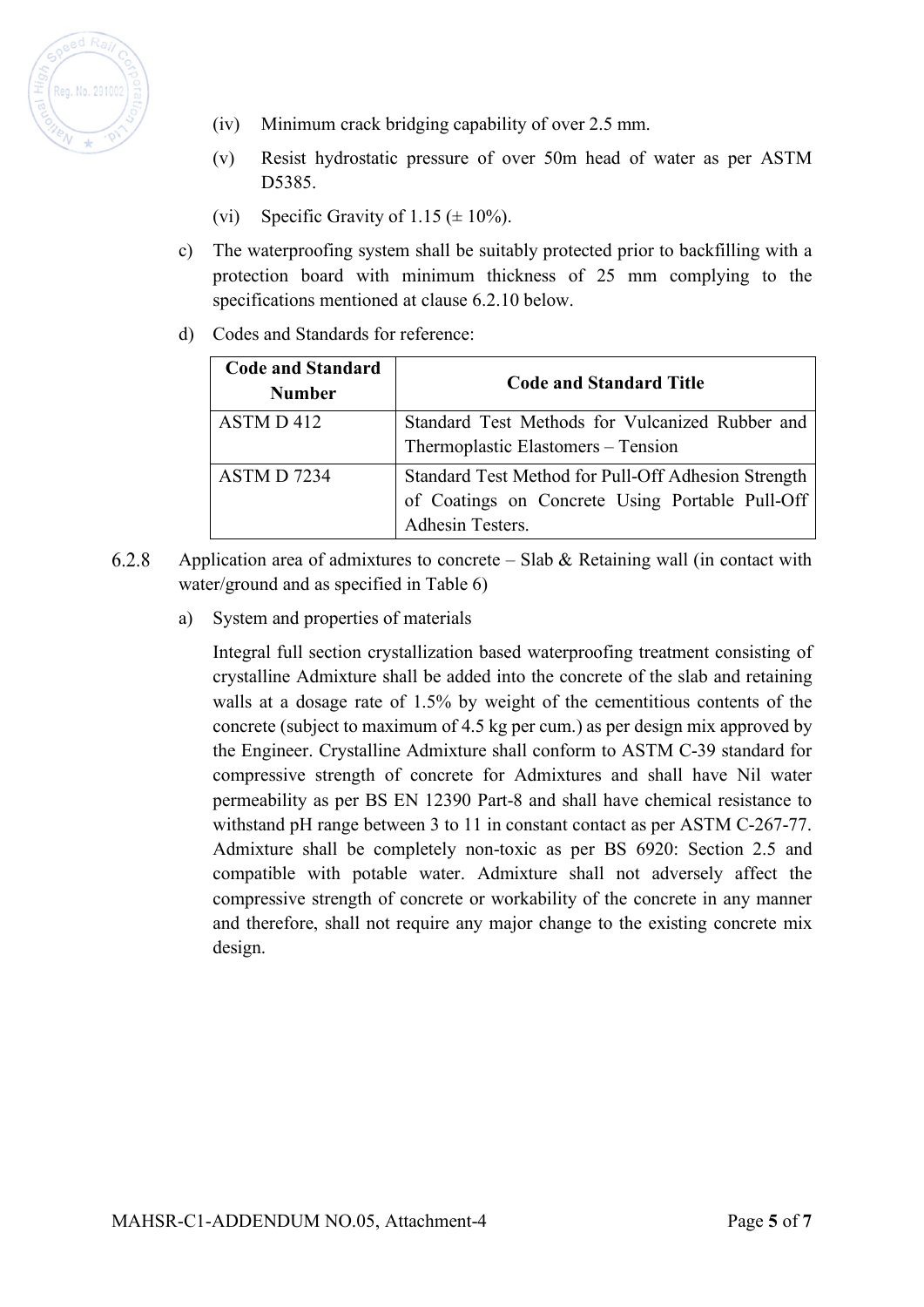(iv) Minimum crack bridging capability of over 2.5 mm.

(v) Resist hydrostatic pressure of over 50m head of water as per ASTM D5385.

(vi) Specific Gravity of 1.15 (± 10%).

c) The waterproofing system shall be suitably protected prior to backfilling with a protection board with minimum thickness of 25 mm complying to the specifications mentioned at clause 6.2.10 below.

d) Codes and Standards for reference:

| Code and Standard Number | Code and Standard Title |
|---|---|
| ASTM D 412 | Standard Test Methods for Vulcanized Rubber and Thermoplastic Elastomers – Tension |
| ASTM D 7234 | Standard Test Method for Pull-Off Adhesion Strength of Coatings on Concrete Using Portable Pull-Off Adhesin Testers. |

6.2.8 Application area of admixtures to concrete – Slab & Retaining wall (in contact with water/ground and as specified in Table 6)

a) System and properties of materials

Integral full section crystallization based waterproofing treatment consisting of crystalline Admixture shall be added into the concrete of the slab and retaining walls at a dosage rate of 1.5% by weight of the cementitious contents of the concrete (subject to maximum of 4.5 kg per cum.) as per design mix approved by the Engineer. Crystalline Admixture shall conform to ASTM C-39 standard for compressive strength of concrete for Admixtures and shall have Nil water permeability as per BS EN 12390 Part-8 and shall have chemical resistance to withstand pH range between 3 to 11 in constant contact as per ASTM C-267-77. Admixture shall be completely non-toxic as per BS 6920: Section 2.5 and compatible with potable water. Admixture shall not adversely affect the compressive strength of concrete or workability of the concrete in any manner and therefore, shall not require any major change to the existing concrete mix design.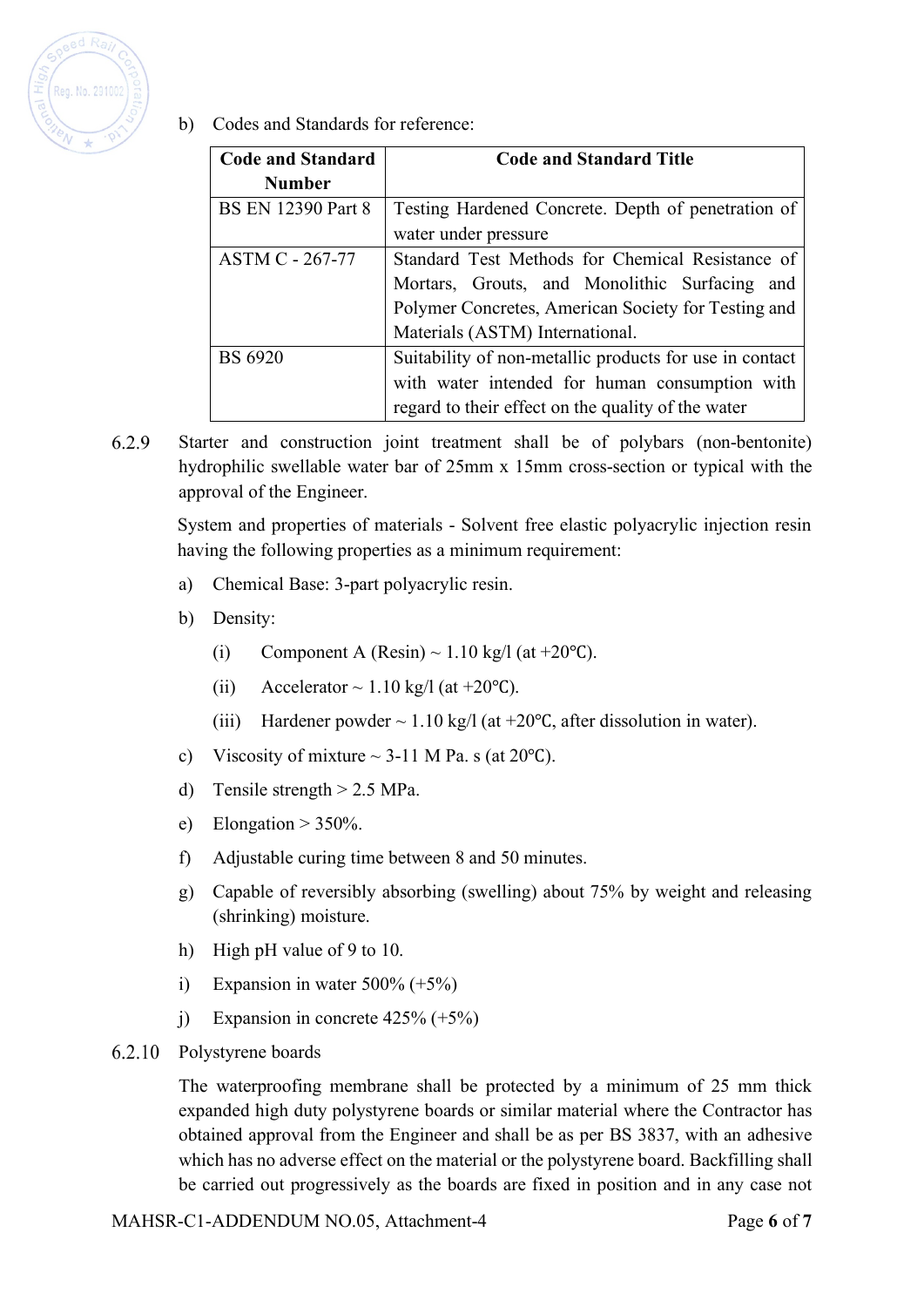b) Codes and Standards for reference:

| Code and Standard Number | Code and Standard Title |
|---|---|
| BS EN 12390 Part 8 | Testing Hardened Concrete. Depth of penetration of water under pressure |
| ASTM C - 267-77 | Standard Test Methods for Chemical Resistance of Mortars, Grouts, and Monolithic Surfacing and Polymer Concretes, American Society for Testing and Materials (ASTM) International. |
| BS 6920 | Suitability of non-metallic products for use in contact with water intended for human consumption with regard to their effect on the quality of the water |

6.2.9 Starter and construction joint treatment shall be of polybars (non-bentonite) hydrophilic swellable water bar of 25mm x 15mm cross-section or typical with the approval of the Engineer.

System and properties of materials - Solvent free elastic polyacrylic injection resin having the following properties as a minimum requirement:

a) Chemical Base: 3-part polyacrylic resin.

b) Density:

   (i) Component A (Resin) ~ 1.10 kg/l (at +20℃).

   (ii) Accelerator ~ 1.10 kg/l (at +20℃).

   (iii) Hardener powder ~ 1.10 kg/l (at +20℃, after dissolution in water).

c) Viscosity of mixture ~ 3-11 M Pa. s (at 20℃).

d) Tensile strength > 2.5 MPa.

e) Elongation > 350%.

f) Adjustable curing time between 8 and 50 minutes.

g) Capable of reversibly absorbing (swelling) about 75% by weight and releasing (shrinking) moisture.

h) High pH value of 9 to 10.

i) Expansion in water 500% (+5%)

j) Expansion in concrete 425% (+5%)

6.2.10 Polystyrene boards

The waterproofing membrane shall be protected by a minimum of 25 mm thick expanded high duty polystyrene boards or similar material where the Contractor has obtained approval from the Engineer and shall be as per BS 3837, with an adhesive which has no adverse effect on the material or the polystyrene board. Backfilling shall be carried out progressively as the boards are fixed in position and in any case not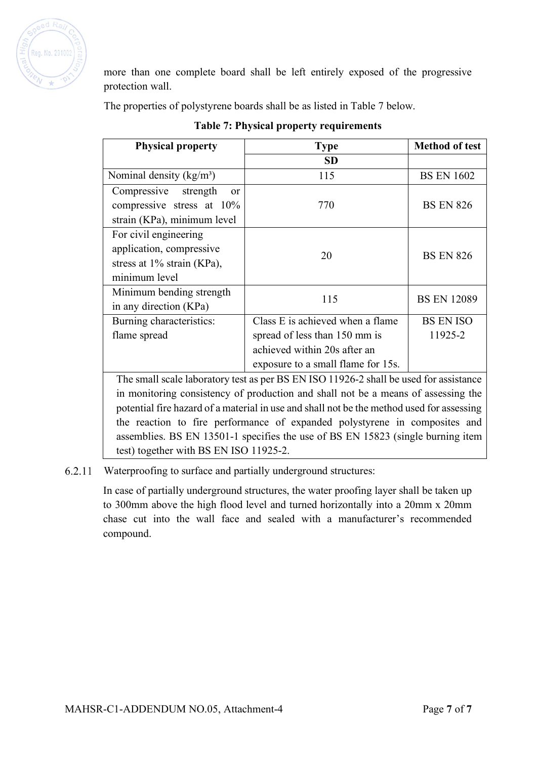more than one complete board shall be left entirely exposed of the progressive protection wall.

The properties of polystyrene boards shall be as listed in Table 7 below.

**Table 7: Physical property requirements**

| Physical property | Type | Method of test |
|---|---|---|
| | **SD** | |
| Nominal density (kg/m³) | 115 | BS EN 1602 |
| Compressive strength or compressive stress at 10% strain (KPa), minimum level | 770 | BS EN 826 |
| For civil engineering application, compressive stress at 1% strain (KPa), minimum level | 20 | BS EN 826 |
| Minimum bending strength in any direction (KPa) | 115 | BS EN 12089 |
| Burning characteristics: flame spread | Class E is achieved when a flame spread of less than 150 mm is achieved within 20s after an exposure to a small flame for 15s. | BS EN ISO 11925-2 |
| The small scale laboratory test as per BS EN ISO 11926-2 shall be used for assistance in monitoring consistency of production and shall not be a means of assessing the potential fire hazard of a material in use and shall not be the method used for assessing the reaction to fire performance of expanded polystyrene in composites and assemblies. BS EN 13501-1 specifies the use of BS EN 15823 (single burning item test) together with BS EN ISO 11925-2. | | |

6.2.11 Waterproofing to surface and partially underground structures:

In case of partially underground structures, the water proofing layer shall be taken up to 300mm above the high flood level and turned horizontally into a 20mm x 20mm chase cut into the wall face and sealed with a manufacturer's recommended compound.